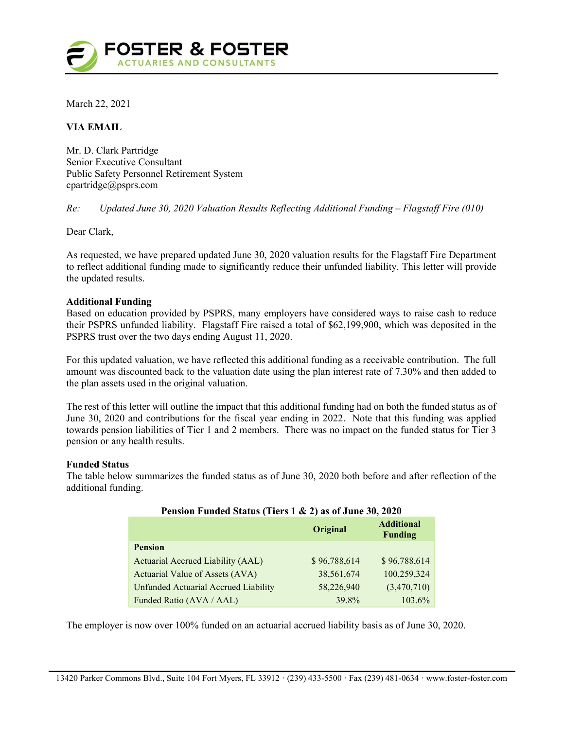March 22, 2021

**VIA EMAIL**

Mr. D. Clark Partridge
Senior Executive Consultant
Public Safety Personnel Retirement System
cpartridge@psprs.com

*Re: Updated June 30, 2020 Valuation Results Reflecting Additional Funding – Flagstaff Fire (010)*

Dear Clark,

As requested, we have prepared updated June 30, 2020 valuation results for the Flagstaff Fire Department to reflect additional funding made to significantly reduce their unfunded liability. This letter will provide the updated results.

**Additional Funding**
Based on education provided by PSPRS, many employers have considered ways to raise cash to reduce their PSPRS unfunded liability. Flagstaff Fire raised a total of $62,199,900, which was deposited in the PSPRS trust over the two days ending August 11, 2020.

For this updated valuation, we have reflected this additional funding as a receivable contribution. The full amount was discounted back to the valuation date using the plan interest rate of 7.30% and then added to the plan assets used in the original valuation.

The rest of this letter will outline the impact that this additional funding had on both the funded status as of June 30, 2020 and contributions for the fiscal year ending in 2022. Note that this funding was applied towards pension liabilities of Tier 1 and 2 members. There was no impact on the funded status for Tier 3 pension or any health results.

**Funded Status**
The table below summarizes the funded status as of June 30, 2020 both before and after reflection of the additional funding.

**Pension Funded Status (Tiers 1 & 2) as of June 30, 2020**

| | Original | Additional Funding |
|---|---|---|
| **Pension** | | |
| Actuarial Accrued Liability (AAL) | $ 96,788,614 | $ 96,788,614 |
| Actuarial Value of Assets (AVA) | 38,561,674 | 100,259,324 |
| Unfunded Actuarial Accrued Liability | 58,226,940 | (3,470,710) |
| Funded Ratio (AVA / AAL) | 39.8% | 103.6% |

The employer is now over 100% funded on an actuarial accrued liability basis as of June 30, 2020.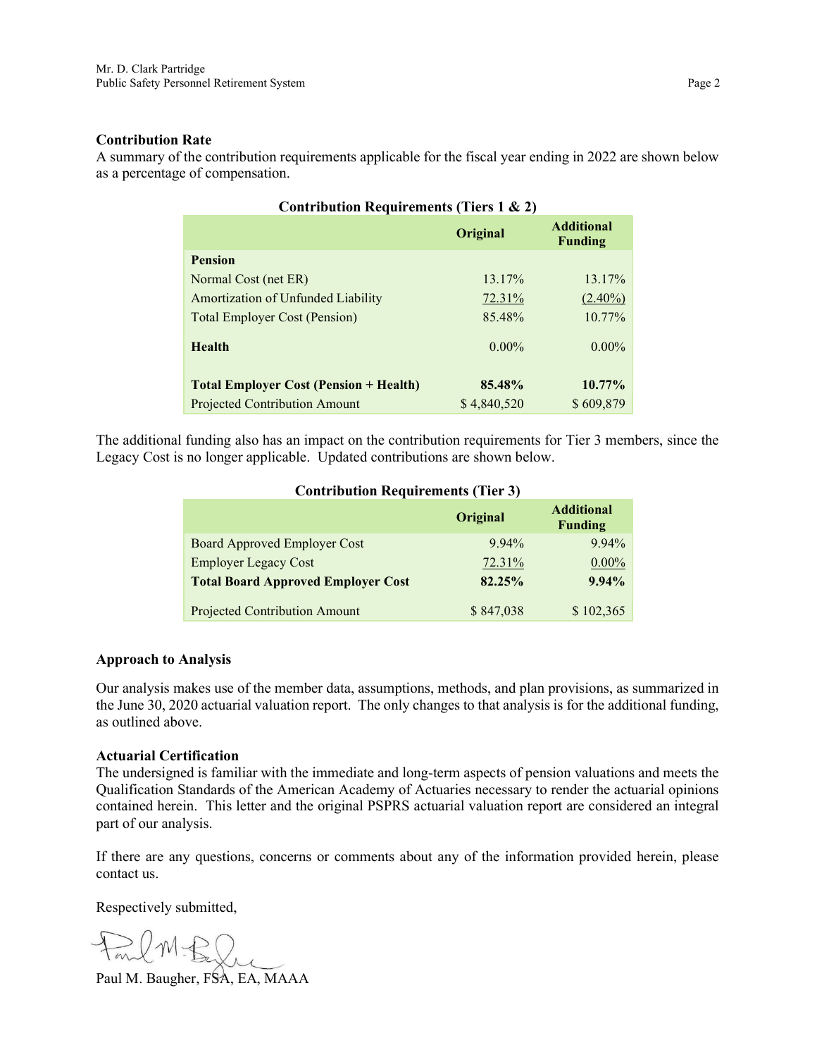### Contribution Rate

A summary of the contribution requirements applicable for the fiscal year ending in 2022 are shown below as a percentage of compensation.

**Contribution Requirements (Tiers 1 & 2)**

| | Original | Additional Funding |
|---|---|---|
| **Pension** | | |
| Normal Cost (net ER) | 13.17% | 13.17% |
| Amortization of Unfunded Liability | 72.31% | (2.40%) |
| Total Employer Cost (Pension) | 85.48% | 10.77% |
| **Health** | 0.00% | 0.00% |
| **Total Employer Cost (Pension + Health)** | **85.48%** | **10.77%** |
| Projected Contribution Amount | $ 4,840,520 | $ 609,879 |

The additional funding also has an impact on the contribution requirements for Tier 3 members, since the Legacy Cost is no longer applicable. Updated contributions are shown below.

**Contribution Requirements (Tier 3)**

| | Original | Additional Funding |
|---|---|---|
| Board Approved Employer Cost | 9.94% | 9.94% |
| Employer Legacy Cost | 72.31% | 0.00% |
| **Total Board Approved Employer Cost** | **82.25%** | **9.94%** |
| Projected Contribution Amount | $ 847,038 | $ 102,365 |

### Approach to Analysis

Our analysis makes use of the member data, assumptions, methods, and plan provisions, as summarized in the June 30, 2020 actuarial valuation report. The only changes to that analysis is for the additional funding, as outlined above.

### Actuarial Certification

The undersigned is familiar with the immediate and long-term aspects of pension valuations and meets the Qualification Standards of the American Academy of Actuaries necessary to render the actuarial opinions contained herein. This letter and the original PSPRS actuarial valuation report are considered an integral part of our analysis.

If there are any questions, concerns or comments about any of the information provided herein, please contact us.

Respectively submitted,

Paul M. Baugher, FSA, EA, MAAA